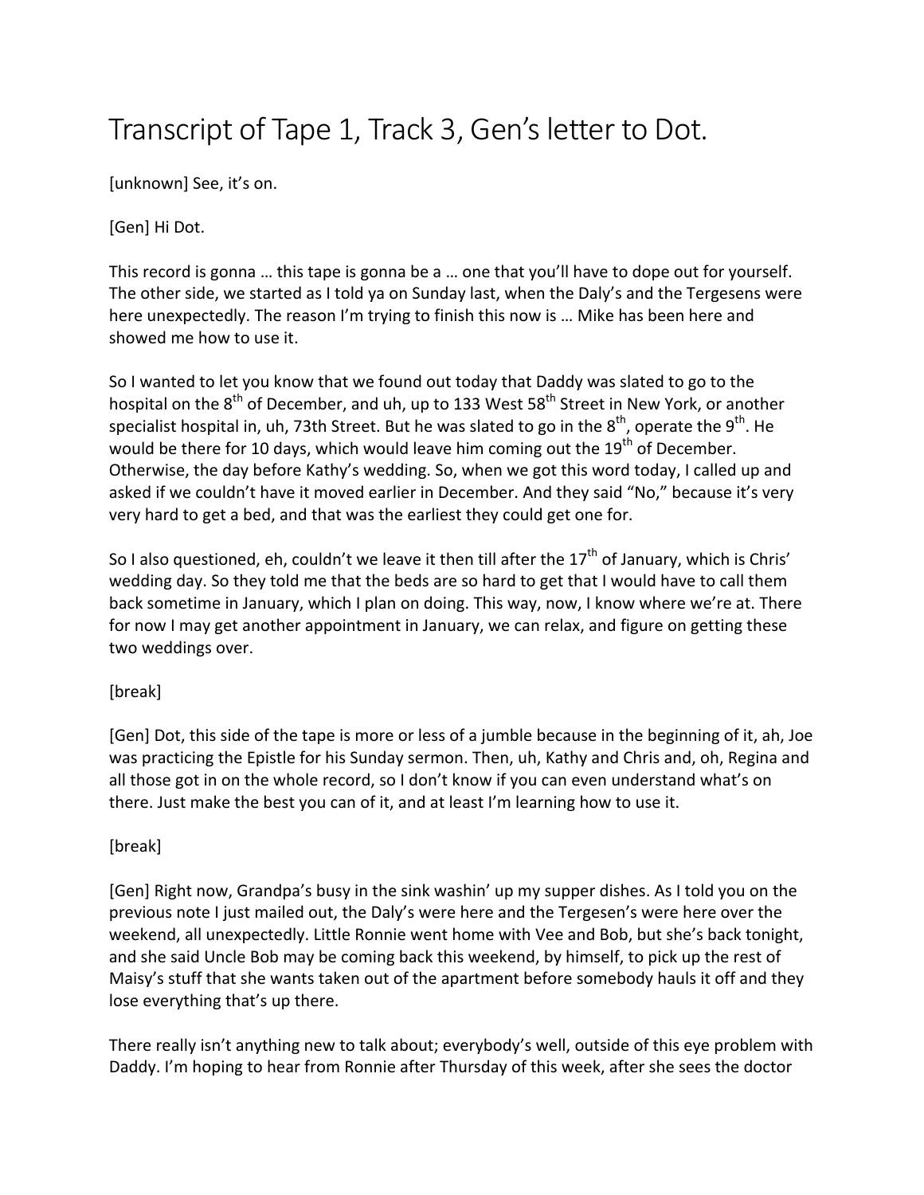# Transcript of Tape 1, Track 3, Gen's letter to Dot.

[unknown] See, it's on.

[Gen] Hi Dot.

This record is gonna … this tape is gonna be a … one that you'll have to dope out for yourself. The other side, we started as I told ya on Sunday last, when the Daly's and the Tergesens were here unexpectedly. The reason I'm trying to finish this now is … Mike has been here and showed me how to use it.

So I wanted to let you know that we found out today that Daddy was slated to go to the hospital on the 8th of December, and uh, up to 133 West 58th Street in New York, or another specialist hospital in, uh, 73th Street. But he was slated to go in the 8th, operate the 9th. He would be there for 10 days, which would leave him coming out the 19th of December. Otherwise, the day before Kathy's wedding. So, when we got this word today, I called up and asked if we couldn't have it moved earlier in December. And they said "No," because it's very very hard to get a bed, and that was the earliest they could get one for.

So I also questioned, eh, couldn't we leave it then till after the 17th of January, which is Chris' wedding day. So they told me that the beds are so hard to get that I would have to call them back sometime in January, which I plan on doing. This way, now, I know where we're at. There for now I may get another appointment in January, we can relax, and figure on getting these two weddings over.

[break]

[Gen] Dot, this side of the tape is more or less of a jumble because in the beginning of it, ah, Joe was practicing the Epistle for his Sunday sermon. Then, uh, Kathy and Chris and, oh, Regina and all those got in on the whole record, so I don't know if you can even understand what's on there. Just make the best you can of it, and at least I'm learning how to use it.

[break]

[Gen] Right now, Grandpa's busy in the sink washin' up my supper dishes. As I told you on the previous note I just mailed out, the Daly's were here and the Tergesen's were here over the weekend, all unexpectedly. Little Ronnie went home with Vee and Bob, but she's back tonight, and she said Uncle Bob may be coming back this weekend, by himself, to pick up the rest of Maisy's stuff that she wants taken out of the apartment before somebody hauls it off and they lose everything that's up there.

There really isn't anything new to talk about; everybody's well, outside of this eye problem with Daddy. I'm hoping to hear from Ronnie after Thursday of this week, after she sees the doctor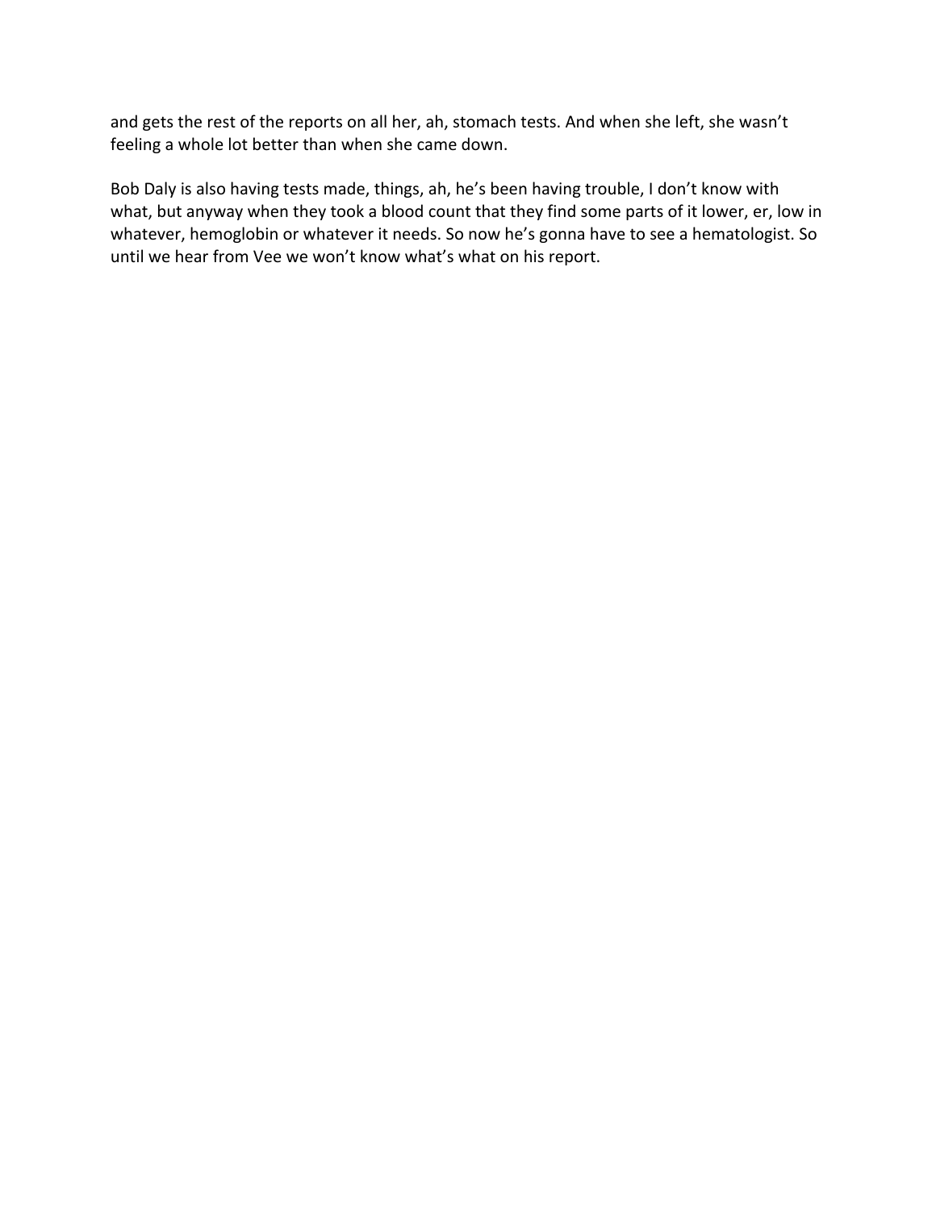and gets the rest of the reports on all her, ah, stomach tests. And when she left, she wasn't feeling a whole lot better than when she came down.

Bob Daly is also having tests made, things, ah, he's been having trouble, I don't know with what, but anyway when they took a blood count that they find some parts of it lower, er, low in whatever, hemoglobin or whatever it needs. So now he's gonna have to see a hematologist. So until we hear from Vee we won't know what's what on his report.